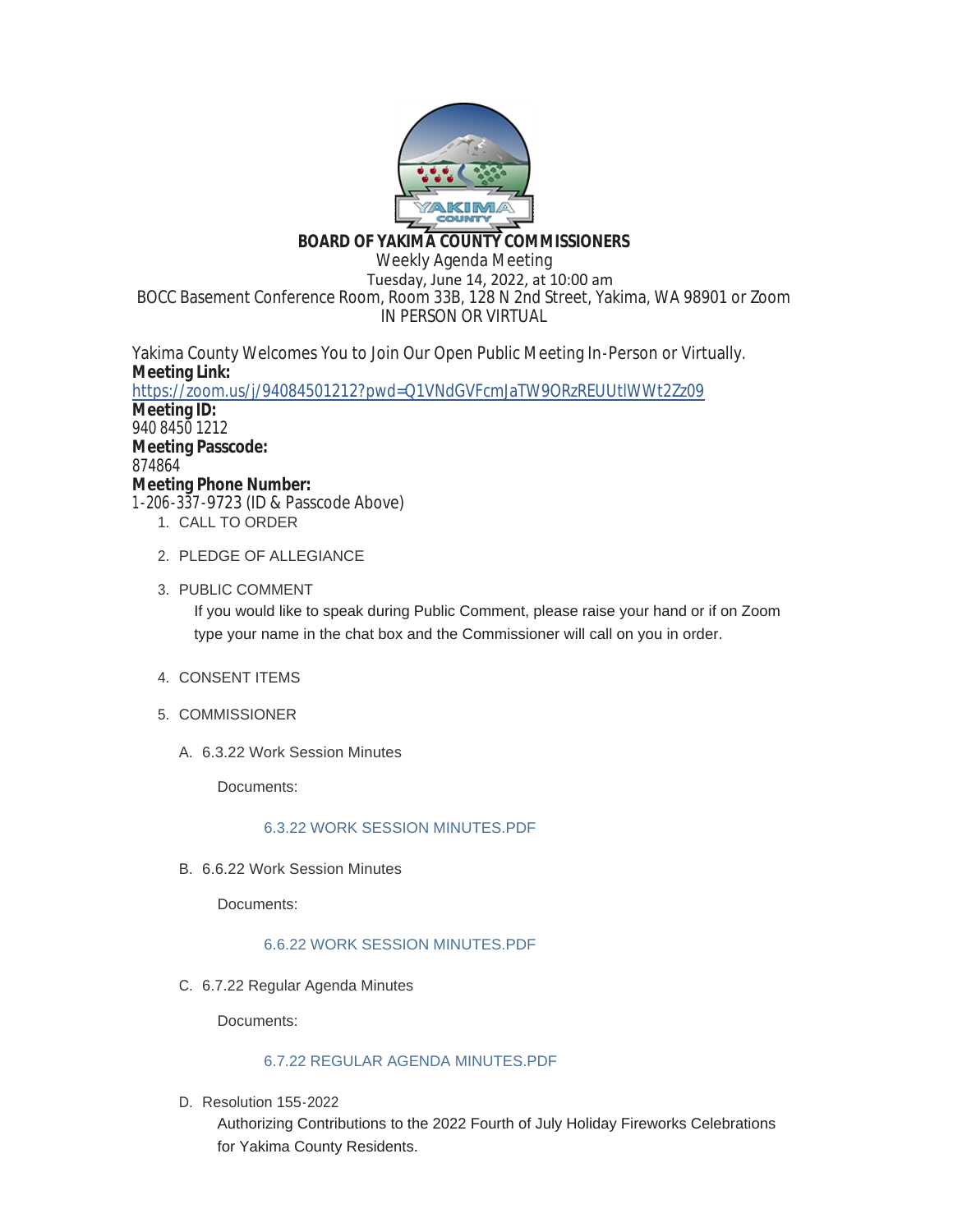**BOARD OF YAKIMA COUNTY COMMISSIONERS**

Weekly Agenda Meeting

Tuesday, June 14, 2022, at 10:00 am

BOCC Basement Conference Room, Room 33B, 128 N 2nd Street, Yakima, WA 98901 or Zoom

IN PERSON OR VIRTUAL

Yakima County Welcomes You to Join Our Open Public Meeting In-Person or Virtually.

**Meeting Link:**
https://zoom.us/j/94084501212?pwd=Q1VNdGVFcmJaTW9ORzREUUtlWWt2Zz09

**Meeting ID:**
940 8450 1212

**Meeting Passcode:**
874864

**Meeting Phone Number:**
1-206-337-9723 (ID & Passcode Above)

1. CALL TO ORDER

2. PLEDGE OF ALLEGIANCE

3. PUBLIC COMMENT

   If you would like to speak during Public Comment, please raise your hand or if on Zoom type your name in the chat box and the Commissioner will call on you in order.

4. CONSENT ITEMS

5. COMMISSIONER

   A. 6.3.22 Work Session Minutes

      Documents:

      6.3.22 WORK SESSION MINUTES.PDF

   B. 6.6.22 Work Session Minutes

      Documents:

      6.6.22 WORK SESSION MINUTES.PDF

   C. 6.7.22 Regular Agenda Minutes

      Documents:

      6.7.22 REGULAR AGENDA MINUTES.PDF

   D. Resolution 155-2022

      Authorizing Contributions to the 2022 Fourth of July Holiday Fireworks Celebrations for Yakima County Residents.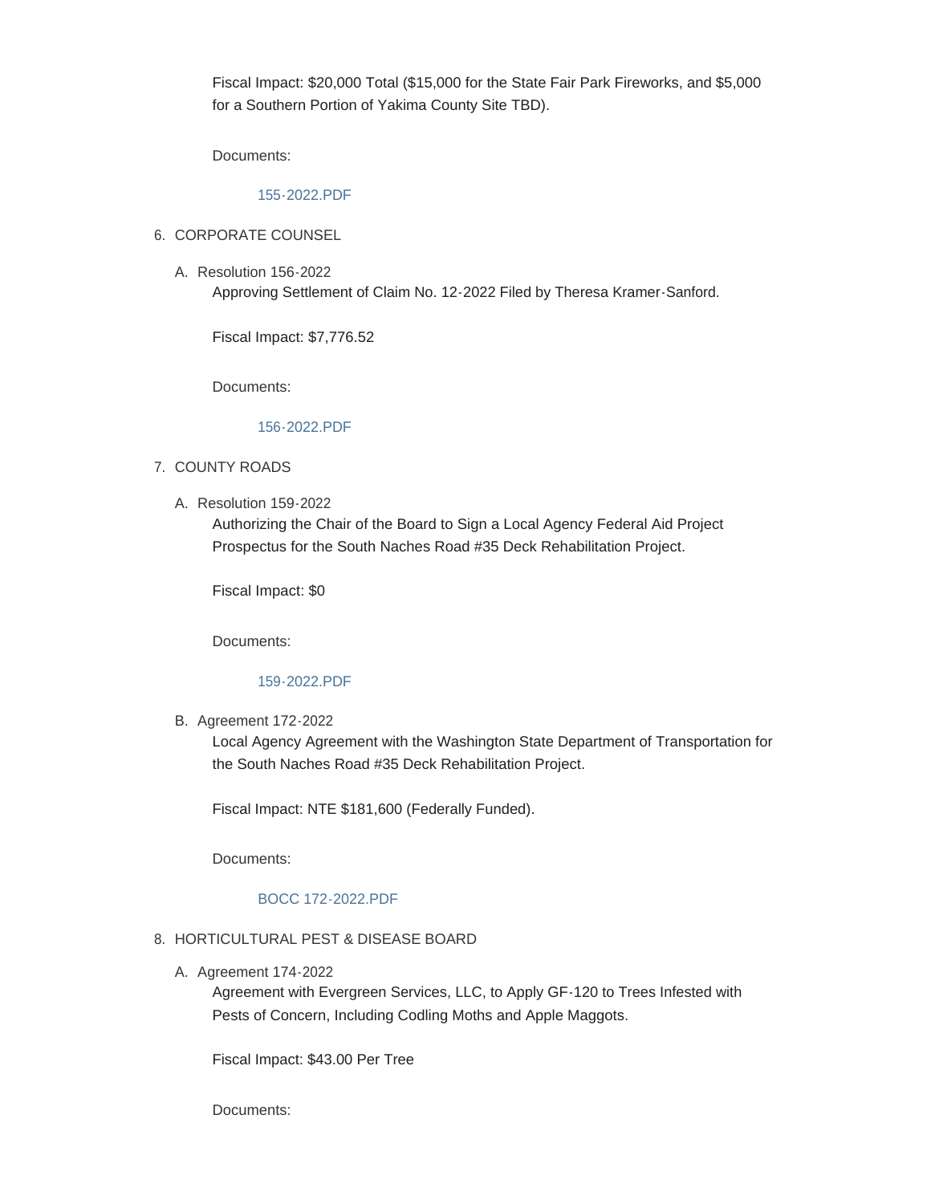Fiscal Impact: $20,000 Total ($15,000 for the State Fair Park Fireworks, and $5,000 for a Southern Portion of Yakima County Site TBD).

Documents:

155-2022.PDF

6. CORPORATE COUNSEL

   A. Resolution 156-2022

      Approving Settlement of Claim No. 12-2022 Filed by Theresa Kramer-Sanford.

      Fiscal Impact: $7,776.52

      Documents:

      156-2022.PDF

7. COUNTY ROADS

   A. Resolution 159-2022

      Authorizing the Chair of the Board to Sign a Local Agency Federal Aid Project Prospectus for the South Naches Road #35 Deck Rehabilitation Project.

      Fiscal Impact: $0

      Documents:

      159-2022.PDF

   B. Agreement 172-2022

      Local Agency Agreement with the Washington State Department of Transportation for the South Naches Road #35 Deck Rehabilitation Project.

      Fiscal Impact: NTE $181,600 (Federally Funded).

      Documents:

      BOCC 172-2022.PDF

8. HORTICULTURAL PEST & DISEASE BOARD

   A. Agreement 174-2022

      Agreement with Evergreen Services, LLC, to Apply GF-120 to Trees Infested with Pests of Concern, Including Codling Moths and Apple Maggots.

      Fiscal Impact: $43.00 Per Tree

      Documents: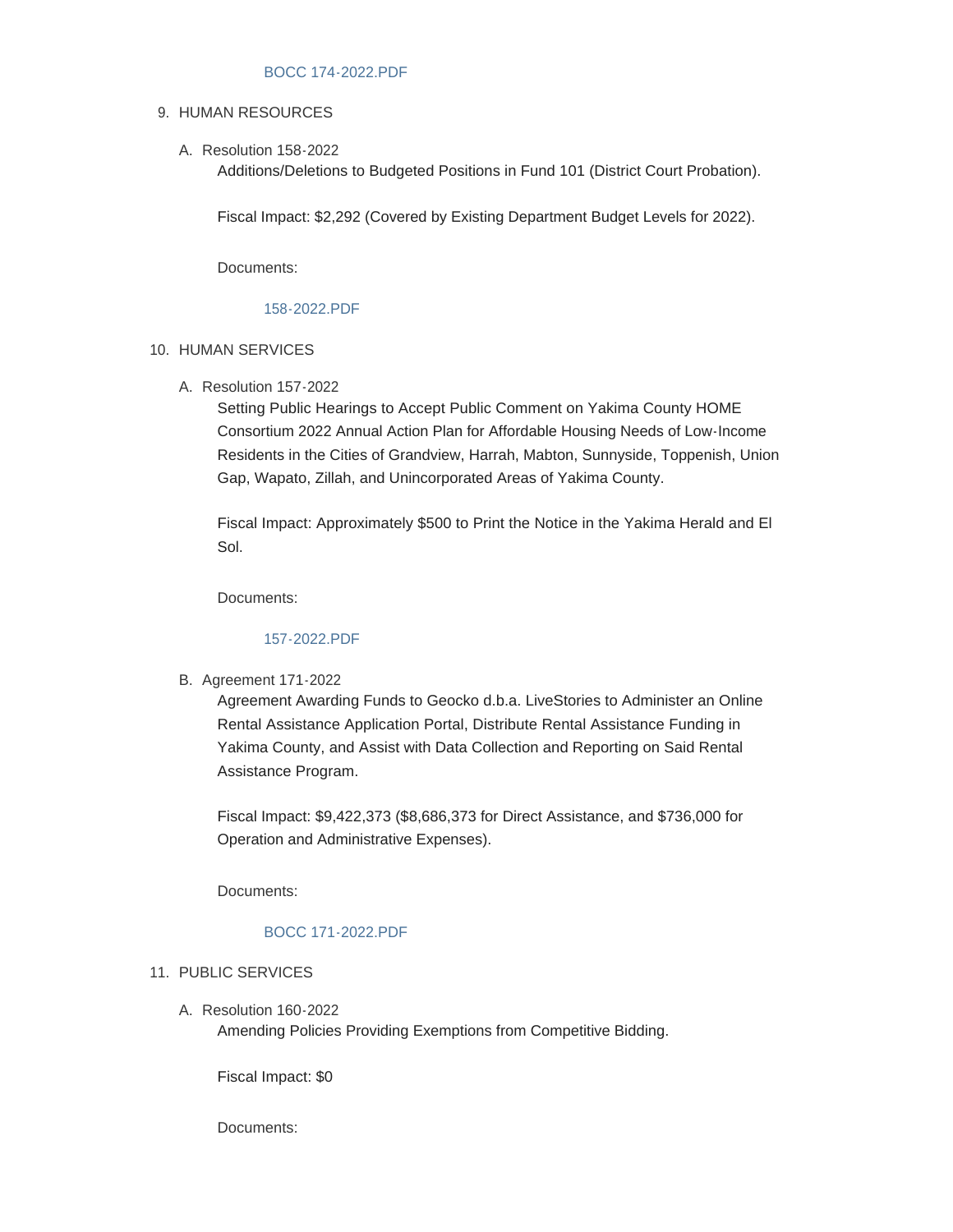BOCC 174-2022.PDF

9. HUMAN RESOURCES

   A. Resolution 158-2022

      Additions/Deletions to Budgeted Positions in Fund 101 (District Court Probation).

      Fiscal Impact: $2,292 (Covered by Existing Department Budget Levels for 2022).

      Documents:

      158-2022.PDF

10. HUMAN SERVICES

    A. Resolution 157-2022

       Setting Public Hearings to Accept Public Comment on Yakima County HOME Consortium 2022 Annual Action Plan for Affordable Housing Needs of Low-Income Residents in the Cities of Grandview, Harrah, Mabton, Sunnyside, Toppenish, Union Gap, Wapato, Zillah, and Unincorporated Areas of Yakima County.

       Fiscal Impact: Approximately $500 to Print the Notice in the Yakima Herald and El Sol.

       Documents:

       157-2022.PDF

    B. Agreement 171-2022

       Agreement Awarding Funds to Geocko d.b.a. LiveStories to Administer an Online Rental Assistance Application Portal, Distribute Rental Assistance Funding in Yakima County, and Assist with Data Collection and Reporting on Said Rental Assistance Program.

       Fiscal Impact: $9,422,373 ($8,686,373 for Direct Assistance, and $736,000 for Operation and Administrative Expenses).

       Documents:

       BOCC 171-2022.PDF

11. PUBLIC SERVICES

    A. Resolution 160-2022

       Amending Policies Providing Exemptions from Competitive Bidding.

       Fiscal Impact: $0

       Documents: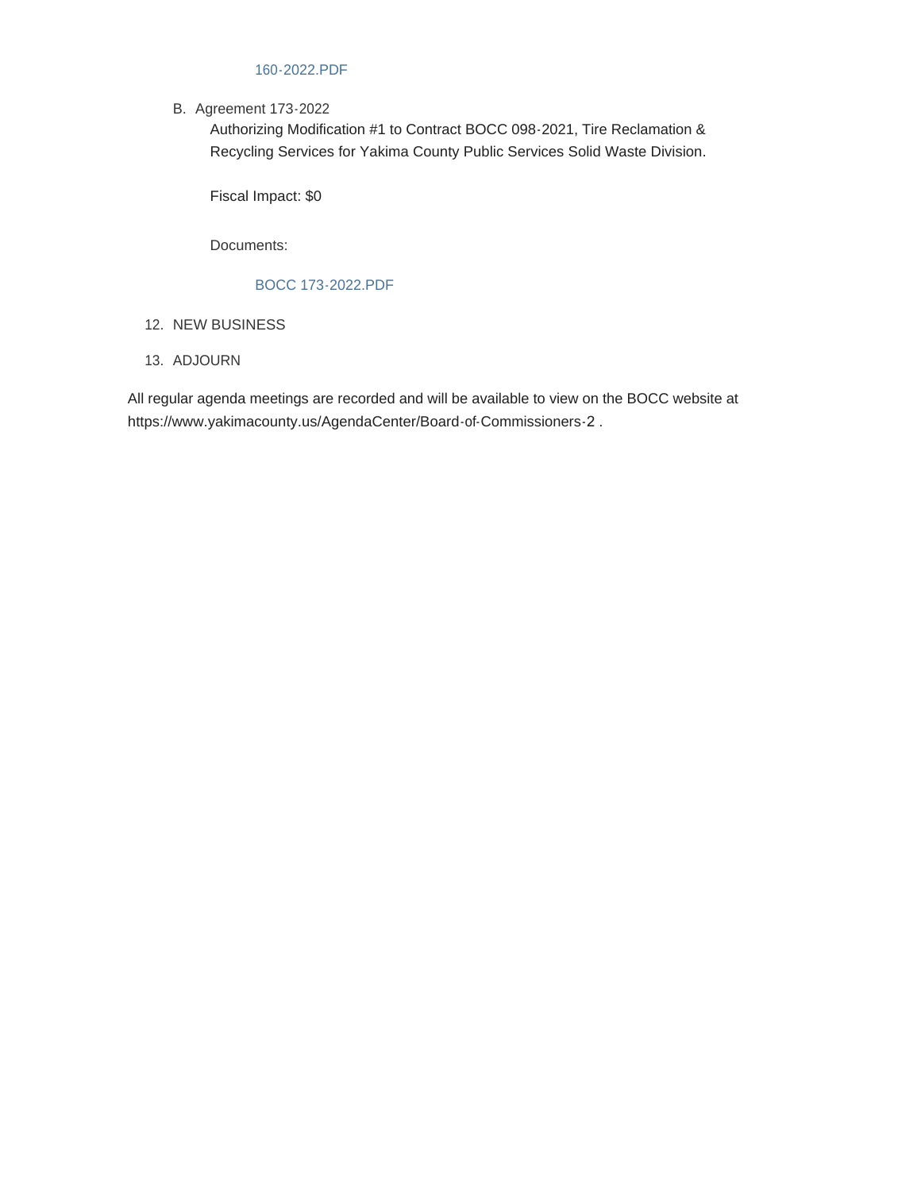160-2022.PDF

B. Agreement 173-2022

   Authorizing Modification #1 to Contract BOCC 098-2021, Tire Reclamation & Recycling Services for Yakima County Public Services Solid Waste Division.

   Fiscal Impact: $0

   Documents:

   BOCC 173-2022.PDF

12. NEW BUSINESS

13. ADJOURN

All regular agenda meetings are recorded and will be available to view on the BOCC website at https://www.yakimacounty.us/AgendaCenter/Board-of-Commissioners-2 .